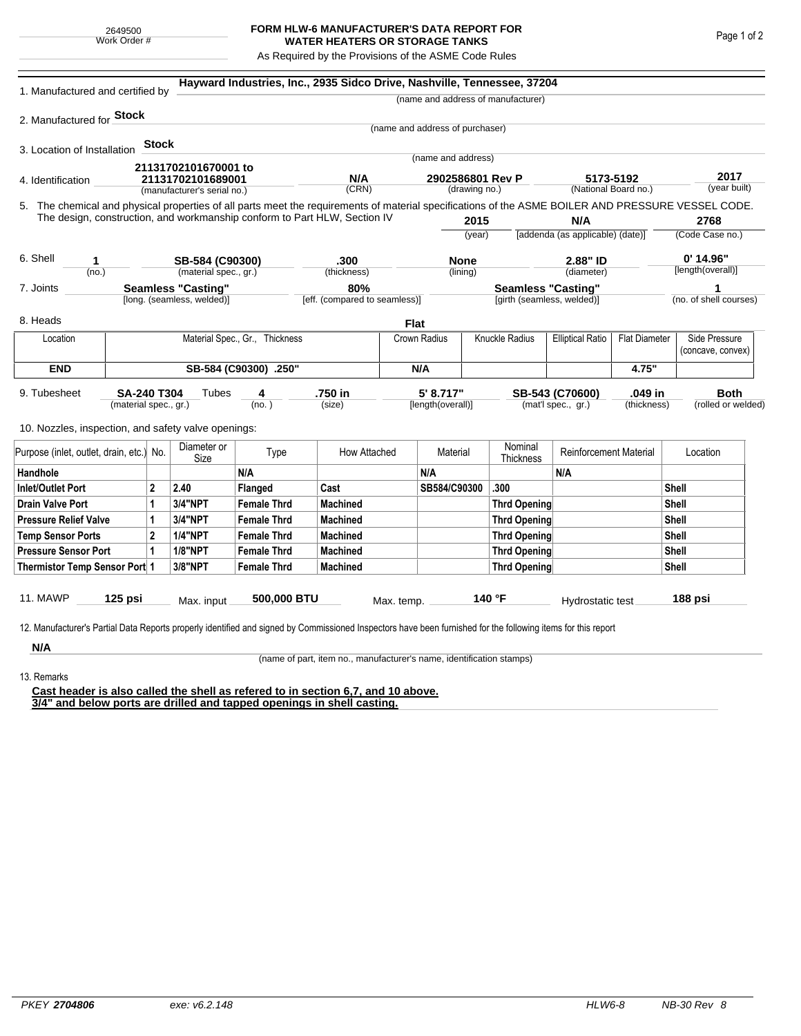2649500
Work Order #

# FORM HLW-6 MANUFACTURER'S DATA REPORT FOR WATER HEATERS OR STORAGE TANKS

As Required by the Provisions of the ASME Code Rules

1. Manufactured and certified by **Hayward Industries, Inc., 2935 Sidco Drive, Nashville, Tennessee, 37204**
(name and address of manufacturer)

2. Manufactured for **Stock**
(name and address of purchaser)

3. Location of Installation **Stock**
(name and address)

4. Identification **21131702101670001 to 21131702101689001** (manufacturer's serial no.) | **N/A** (CRN) | **2902586801 Rev P** (drawing no.) | **5173-5192** (National Board no.) | **2017** (year built)

5. The chemical and physical properties of all parts meet the requirements of material specifications of the ASME BOILER AND PRESSURE VESSEL CODE. The design, construction, and workmanship conform to Part HLW, Section IV **2015** (year) **N/A** [addenda (as applicable) (date)] **2768** (Code Case no.)

6. Shell **1** (no.) | **SB-584 (C90300)** (material spec., gr.) | **.300** (thickness) | **None** (lining) | **2.88" ID** (diameter) | **0' 14.96"** [length(overall)]

7. Joints **Seamless "Casting"** [long. (seamless, welded)] | **80%** [eff. (compared to seamless)] | **Seamless "Casting"** [girth (seamless, welded)] | **1** (no. of shell courses)

8. Heads **Flat**

| Location | Material Spec., Gr., Thickness | Crown Radius | Knuckle Radius | Elliptical Ratio | Flat Diameter | Side Pressure (concave, convex) |
|---|---|---|---|---|---|---|
| **END** | **SB-584 (C90300) .250"** | **N/A** | | | **4.75"** | |

9. Tubesheet **SA-240 T304** (material spec., gr.) Tubes **4** (no.) | **.750 in** (size) | **5' 8.717"** [length(overall)] | **SB-543 (C70600)** (mat'l spec., gr.) | **.049 in** (thickness) | **Both** (rolled or welded)

10. Nozzles, inspection, and safety valve openings:

| Purpose (inlet, outlet, drain, etc.) | No. | Diameter or Size | Type | How Attached | Material | Nominal Thickness | Reinforcement Material | Location |
|---|---|---|---|---|---|---|---|---|
| **Handhole** | | | **N/A** | | **N/A** | | **N/A** | |
| **Inlet/Outlet Port** | **2** | **2.40** | **Flanged** | **Cast** | **SB584/C90300** | **.300** | | **Shell** |
| **Drain Valve Port** | **1** | **3/4"NPT** | **Female Thrd** | **Machined** | | **Thrd Opening** | | **Shell** |
| **Pressure Relief Valve** | **1** | **3/4"NPT** | **Female Thrd** | **Machined** | | **Thrd Opening** | | **Shell** |
| **Temp Sensor Ports** | **2** | **1/4"NPT** | **Female Thrd** | **Machined** | | **Thrd Opening** | | **Shell** |
| **Pressure Sensor Port** | **1** | **1/8"NPT** | **Female Thrd** | **Machined** | | **Thrd Opening** | | **Shell** |
| **Thermistor Temp Sensor Port** | **1** | **3/8"NPT** | **Female Thrd** | **Machined** | | **Thrd Opening** | | **Shell** |

11. MAWP **125 psi** Max. input **500,000 BTU** Max. temp. **140 °F** Hydrostatic test **188 psi**

12. Manufacturer's Partial Data Reports properly identified and signed by Commissioned Inspectors have been furnished for the following items for this report

**N/A**
(name of part, item no., manufacturer's name, identification stamps)

13. Remarks

**Cast header is also called the shell as refered to in section 6,7, and 10 above.**
**3/4" and below ports are drilled and tapped openings in shell casting.**

PKEY **2704806** exe: v6.2.148 HLW6-8 NB-30 Rev 8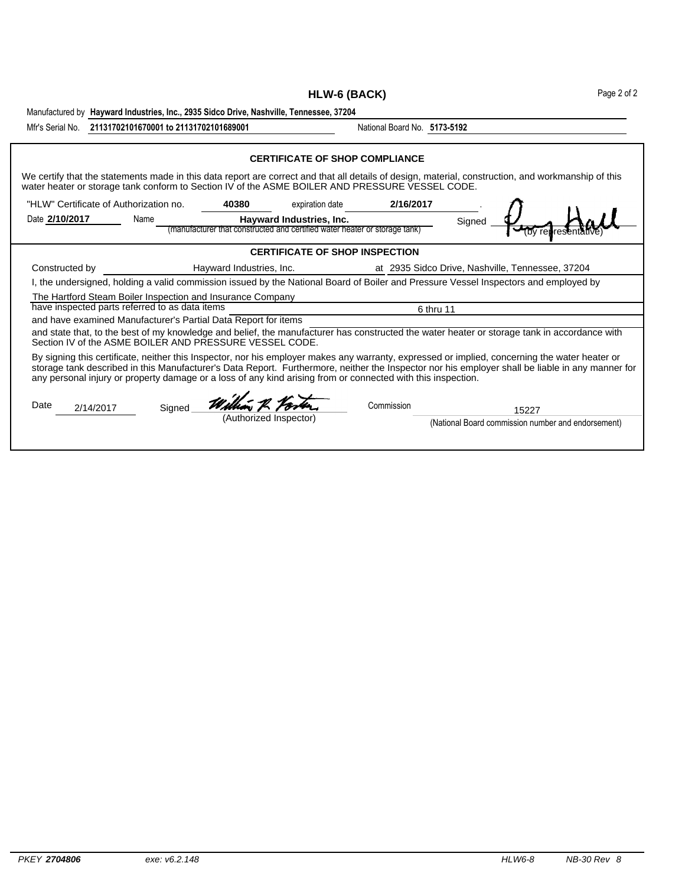# HLW-6 (BACK)

Manufactured by **Hayward Industries, Inc., 2935 Sidco Drive, Nashville, Tennessee, 37204**

Mfr's Serial No. **21131702101670001 to 21131702101689001** National Board No. **5173-5192**

## CERTIFICATE OF SHOP COMPLIANCE

We certify that the statements made in this data report are correct and that all details of design, material, construction, and workmanship of this water heater or storage tank conform to Section IV of the ASME BOILER AND PRESSURE VESSEL CODE.

"HLW" Certificate of Authorization no. **40380** expiration date **2/16/2017**.

Date **2/10/2017** Name **Hayward Industries, Inc.** (manufacturer that constructed and certified water heater or storage tank) Signed (by representative)

## CERTIFICATE OF SHOP INSPECTION

Constructed by Hayward Industries, Inc. at 2935 Sidco Drive, Nashville, Tennessee, 37204

I, the undersigned, holding a valid commission issued by the National Board of Boiler and Pressure Vessel Inspectors and employed by The Hartford Steam Boiler Inspection and Insurance Company

have inspected parts referred to as data items 6 thru 11

and have examined Manufacturer's Partial Data Report for items

and state that, to the best of my knowledge and belief, the manufacturer has constructed the water heater or storage tank in accordance with Section IV of the ASME BOILER AND PRESSURE VESSEL CODE.

By signing this certificate, neither this Inspector, nor his employer makes any warranty, expressed or implied, concerning the water heater or storage tank described in this Manufacturer's Data Report. Furthermore, neither the Inspector nor his employer shall be liable in any manner for any personal injury or property damage or a loss of any kind arising from or connected with this inspection.

Date 2/14/2017 Signed (Authorized Inspector) Commission 15227 (National Board commission number and endorsement)

PKEY 2704806 exe: v6.2.148 HLW6-8 NB-30 Rev 8